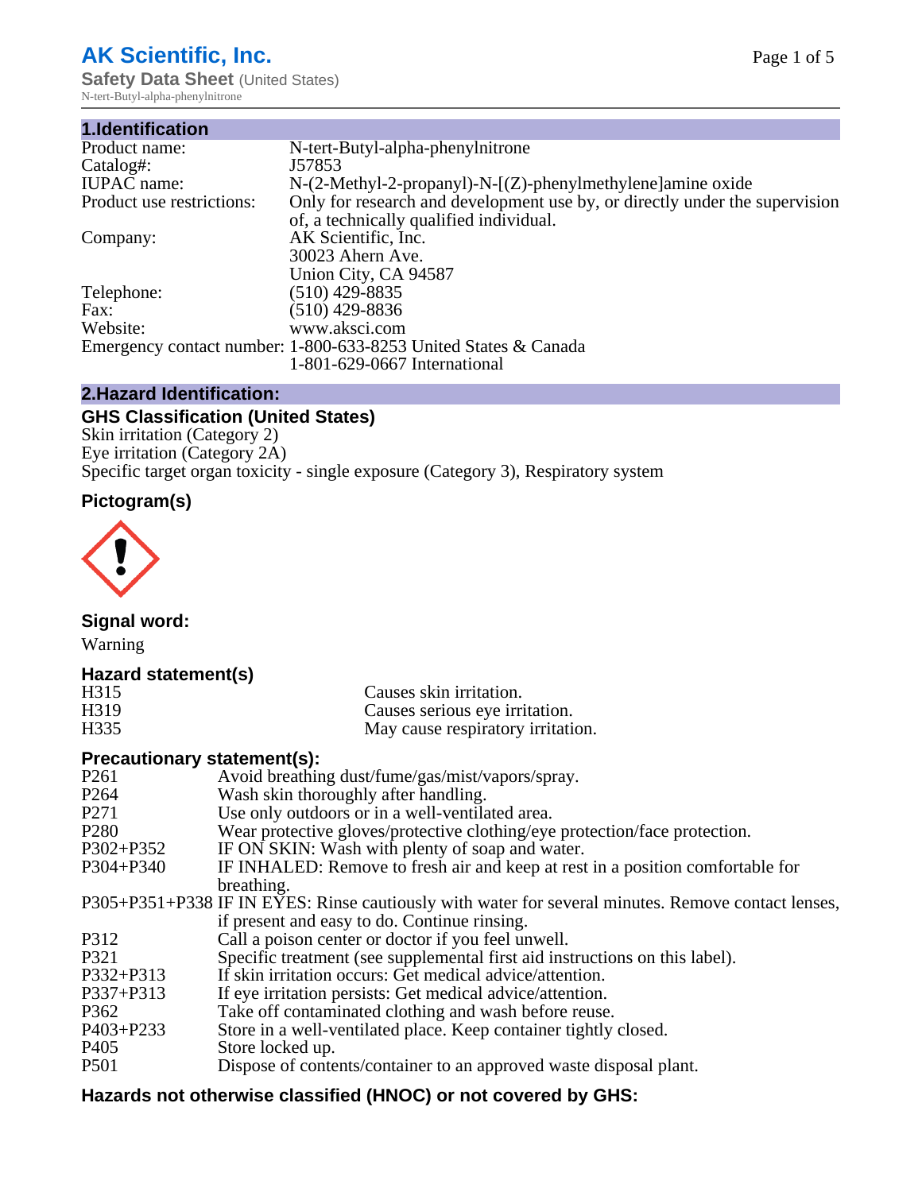# AK Scientific, Inc.

**Safety Data Sheet** (United States)

N-tert-Butyl-alpha-phenylnitrone

## 1.Identification

| | |
|---|---|
| Product name: | N-tert-Butyl-alpha-phenylnitrone |
| Catalog#: | J57853 |
| IUPAC name: | N-(2-Methyl-2-propanyl)-N-[(Z)-phenylmethylene]amine oxide |
| Product use restrictions: | Only for research and development use by, or directly under the supervision of, a technically qualified individual. |
| Company: | AK Scientific, Inc.<br>30023 Ahern Ave.<br>Union City, CA 94587 |
| Telephone: | (510) 429-8835 |
| Fax: | (510) 429-8836 |
| Website: | www.aksci.com |
| Emergency contact number: | 1-800-633-8253 United States & Canada<br>1-801-629-0667 International |

## 2.Hazard Identification:

### GHS Classification (United States)

Skin irritation (Category 2)
Eye irritation (Category 2A)
Specific target organ toxicity - single exposure (Category 3), Respiratory system

### Pictogram(s)

### Signal word:

Warning

### Hazard statement(s)

| | |
|---|---|
| H315 | Causes skin irritation. |
| H319 | Causes serious eye irritation. |
| H335 | May cause respiratory irritation. |

### Precautionary statement(s):

| | |
|---|---|
| P261 | Avoid breathing dust/fume/gas/mist/vapors/spray. |
| P264 | Wash skin thoroughly after handling. |
| P271 | Use only outdoors or in a well-ventilated area. |
| P280 | Wear protective gloves/protective clothing/eye protection/face protection. |
| P302+P352 | IF ON SKIN: Wash with plenty of soap and water. |
| P304+P340 | IF INHALED: Remove to fresh air and keep at rest in a position comfortable for breathing. |
| P305+P351+P338 | IF IN EYES: Rinse cautiously with water for several minutes. Remove contact lenses, if present and easy to do. Continue rinsing. |
| P312 | Call a poison center or doctor if you feel unwell. |
| P321 | Specific treatment (see supplemental first aid instructions on this label). |
| P332+P313 | If skin irritation occurs: Get medical advice/attention. |
| P337+P313 | If eye irritation persists: Get medical advice/attention. |
| P362 | Take off contaminated clothing and wash before reuse. |
| P403+P233 | Store in a well-ventilated place. Keep container tightly closed. |
| P405 | Store locked up. |
| P501 | Dispose of contents/container to an approved waste disposal plant. |

### Hazards not otherwise classified (HNOC) or not covered by GHS: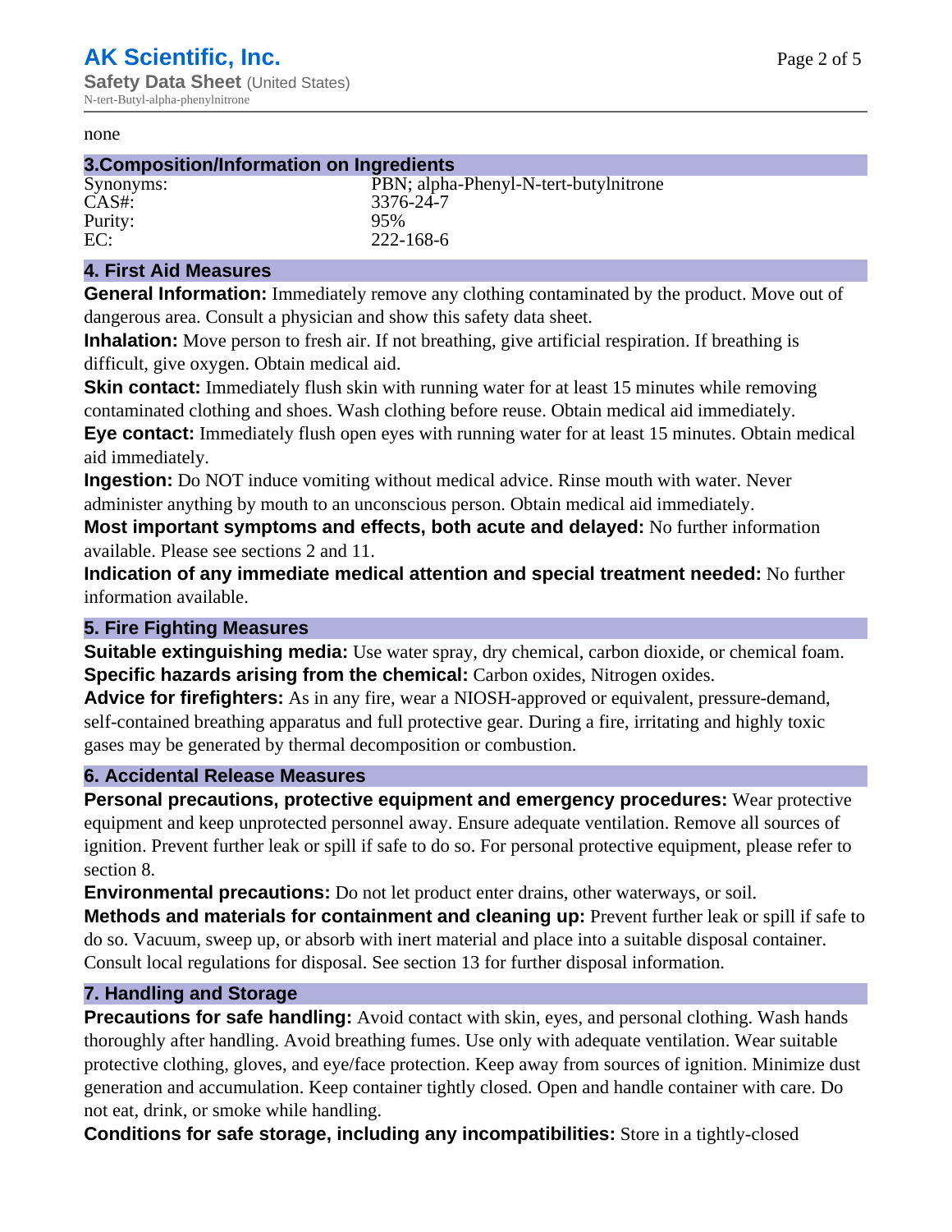none

## 3.Composition/Information on Ingredients

| | |
|---|---|
| Synonyms: | PBN; alpha-Phenyl-N-tert-butylnitrone |
| CAS#: | 3376-24-7 |
| Purity: | 95% |
| EC: | 222-168-6 |

## 4. First Aid Measures

**General Information:** Immediately remove any clothing contaminated by the product. Move out of dangerous area. Consult a physician and show this safety data sheet.

**Inhalation:** Move person to fresh air. If not breathing, give artificial respiration. If breathing is difficult, give oxygen. Obtain medical aid.

**Skin contact:** Immediately flush skin with running water for at least 15 minutes while removing contaminated clothing and shoes. Wash clothing before reuse. Obtain medical aid immediately.

**Eye contact:** Immediately flush open eyes with running water for at least 15 minutes. Obtain medical aid immediately.

**Ingestion:** Do NOT induce vomiting without medical advice. Rinse mouth with water. Never administer anything by mouth to an unconscious person. Obtain medical aid immediately.

**Most important symptoms and effects, both acute and delayed:** No further information available. Please see sections 2 and 11.

**Indication of any immediate medical attention and special treatment needed:** No further information available.

## 5. Fire Fighting Measures

**Suitable extinguishing media:** Use water spray, dry chemical, carbon dioxide, or chemical foam.

**Specific hazards arising from the chemical:** Carbon oxides, Nitrogen oxides.

**Advice for firefighters:** As in any fire, wear a NIOSH-approved or equivalent, pressure-demand, self-contained breathing apparatus and full protective gear. During a fire, irritating and highly toxic gases may be generated by thermal decomposition or combustion.

## 6. Accidental Release Measures

**Personal precautions, protective equipment and emergency procedures:** Wear protective equipment and keep unprotected personnel away. Ensure adequate ventilation. Remove all sources of ignition. Prevent further leak or spill if safe to do so. For personal protective equipment, please refer to section 8.

**Environmental precautions:** Do not let product enter drains, other waterways, or soil.

**Methods and materials for containment and cleaning up:** Prevent further leak or spill if safe to do so. Vacuum, sweep up, or absorb with inert material and place into a suitable disposal container. Consult local regulations for disposal. See section 13 for further disposal information.

## 7. Handling and Storage

**Precautions for safe handling:** Avoid contact with skin, eyes, and personal clothing. Wash hands thoroughly after handling. Avoid breathing fumes. Use only with adequate ventilation. Wear suitable protective clothing, gloves, and eye/face protection. Keep away from sources of ignition. Minimize dust generation and accumulation. Keep container tightly closed. Open and handle container with care. Do not eat, drink, or smoke while handling.

**Conditions for safe storage, including any incompatibilities:** Store in a tightly-closed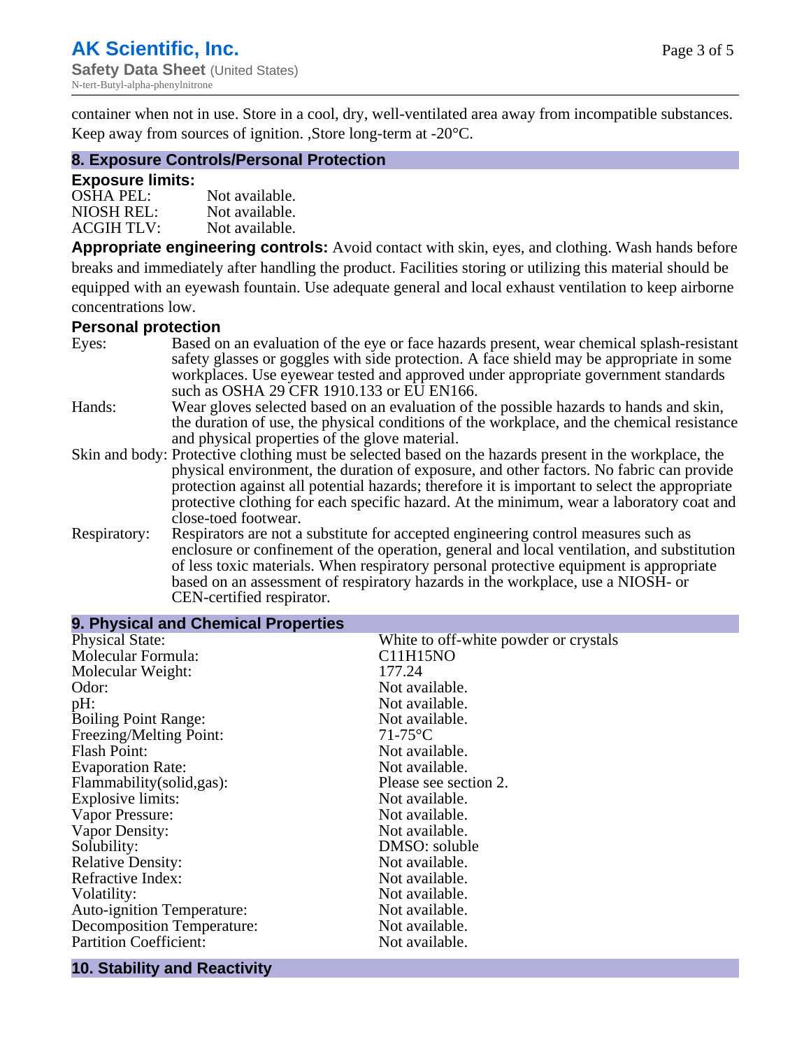container when not in use. Store in a cool, dry, well-ventilated area away from incompatible substances. Keep away from sources of ignition. ,Store long-term at -20°C.

## 8. Exposure Controls/Personal Protection

### Exposure limits:

| | |
|---|---|
| OSHA PEL: | Not available. |
| NIOSH REL: | Not available. |
| ACGIH TLV: | Not available. |

**Appropriate engineering controls:** Avoid contact with skin, eyes, and clothing. Wash hands before breaks and immediately after handling the product. Facilities storing or utilizing this material should be equipped with an eyewash fountain. Use adequate general and local exhaust ventilation to keep airborne concentrations low.

### Personal protection

| | |
|---|---|
| Eyes: | Based on an evaluation of the eye or face hazards present, wear chemical splash-resistant safety glasses or goggles with side protection. A face shield may be appropriate in some workplaces. Use eyewear tested and approved under appropriate government standards such as OSHA 29 CFR 1910.133 or EU EN166. |
| Hands: | Wear gloves selected based on an evaluation of the possible hazards to hands and skin, the duration of use, the physical conditions of the workplace, and the chemical resistance and physical properties of the glove material. |
| Skin and body: | Protective clothing must be selected based on the hazards present in the workplace, the physical environment, the duration of exposure, and other factors. No fabric can provide protection against all potential hazards; therefore it is important to select the appropriate protective clothing for each specific hazard. At the minimum, wear a laboratory coat and close-toed footwear. |
| Respiratory: | Respirators are not a substitute for accepted engineering control measures such as enclosure or confinement of the operation, general and local ventilation, and substitution of less toxic materials. When respiratory personal protective equipment is appropriate based on an assessment of respiratory hazards in the workplace, use a NIOSH- or CEN-certified respirator. |

## 9. Physical and Chemical Properties

| | |
|---|---|
| Physical State: | White to off-white powder or crystals |
| Molecular Formula: | C11H15NO |
| Molecular Weight: | 177.24 |
| Odor: | Not available. |
| pH: | Not available. |
| Boiling Point Range: | Not available. |
| Freezing/Melting Point: | 71-75°C |
| Flash Point: | Not available. |
| Evaporation Rate: | Not available. |
| Flammability(solid,gas): | Please see section 2. |
| Explosive limits: | Not available. |
| Vapor Pressure: | Not available. |
| Vapor Density: | Not available. |
| Solubility: | DMSO: soluble |
| Relative Density: | Not available. |
| Refractive Index: | Not available. |
| Volatility: | Not available. |
| Auto-ignition Temperature: | Not available. |
| Decomposition Temperature: | Not available. |
| Partition Coefficient: | Not available. |

## 10. Stability and Reactivity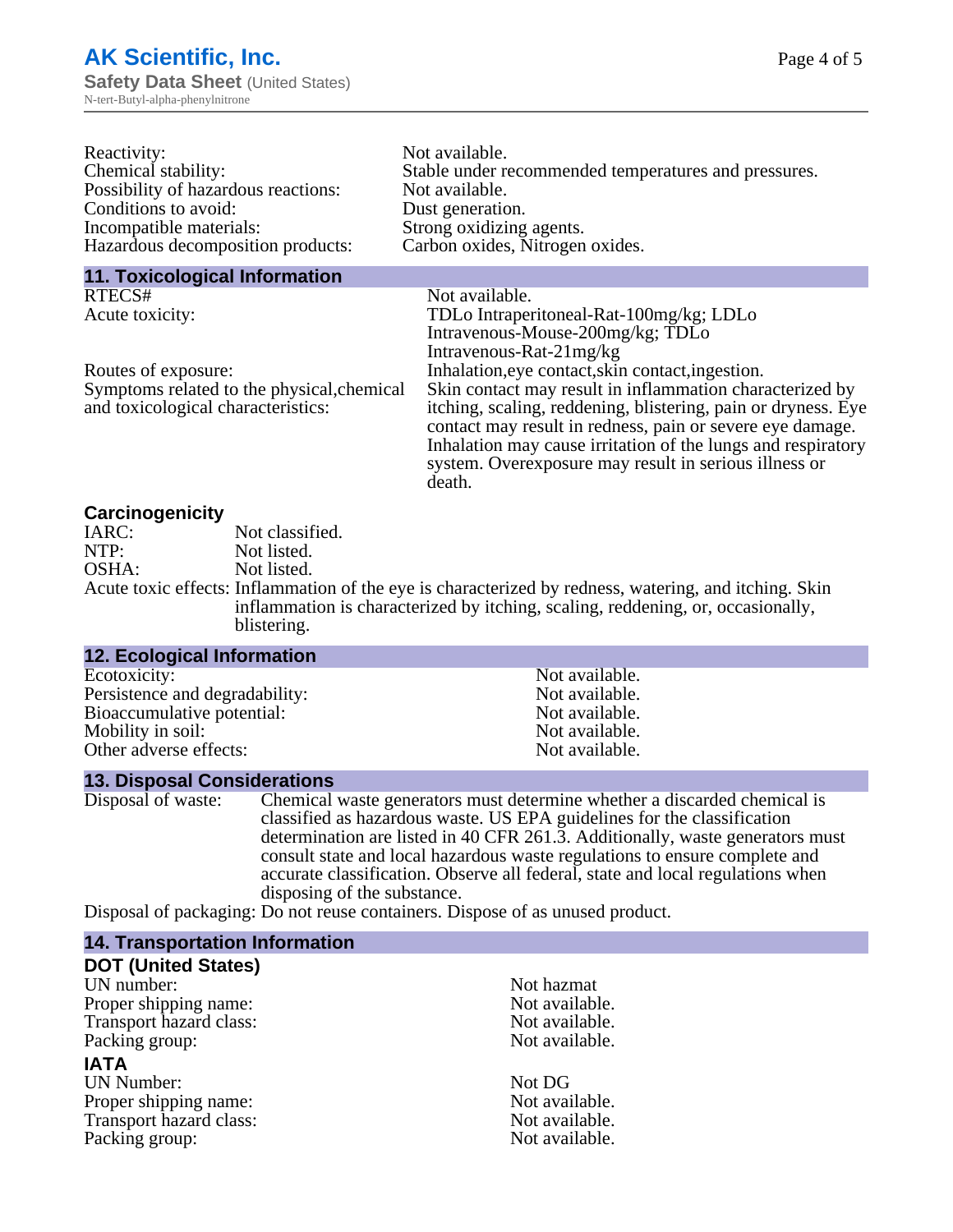| | |
|---|---|
| Reactivity: | Not available. |
| Chemical stability: | Stable under recommended temperatures and pressures. |
| Possibility of hazardous reactions: | Not available. |
| Conditions to avoid: | Dust generation. |
| Incompatible materials: | Strong oxidizing agents. |
| Hazardous decomposition products: | Carbon oxides, Nitrogen oxides. |

## 11. Toxicological Information

| | |
|---|---|
| RTECS# | Not available. |
| Acute toxicity: | TDLo Intraperitoneal-Rat-100mg/kg; LDLo Intravenous-Mouse-200mg/kg; TDLo Intravenous-Rat-21mg/kg |
| Routes of exposure: | Inhalation,eye contact,skin contact,ingestion. |
| Symptoms related to the physical,chemical and toxicological characteristics: | Skin contact may result in inflammation characterized by itching, scaling, reddening, blistering, pain or dryness. Eye contact may result in redness, pain or severe eye damage. Inhalation may cause irritation of the lungs and respiratory system. Overexposure may result in serious illness or death. |

### Carcinogenicity

| | |
|---|---|
| IARC: | Not classified. |
| NTP: | Not listed. |
| OSHA: | Not listed. |
| Acute toxic effects: | Inflammation of the eye is characterized by redness, watering, and itching. Skin inflammation is characterized by itching, scaling, reddening, or, occasionally, blistering. |

## 12. Ecological Information

| | |
|---|---|
| Ecotoxicity: | Not available. |
| Persistence and degradability: | Not available. |
| Bioaccumulative potential: | Not available. |
| Mobility in soil: | Not available. |
| Other adverse effects: | Not available. |

## 13. Disposal Considerations

Disposal of waste: Chemical waste generators must determine whether a discarded chemical is classified as hazardous waste. US EPA guidelines for the classification determination are listed in 40 CFR 261.3. Additionally, waste generators must consult state and local hazardous waste regulations to ensure complete and accurate classification. Observe all federal, state and local regulations when disposing of the substance.

Disposal of packaging: Do not reuse containers. Dispose of as unused product.

## 14. Transportation Information

### DOT (United States)

| | |
|---|---|
| UN number: | Not hazmat |
| Proper shipping name: | Not available. |
| Transport hazard class: | Not available. |
| Packing group: | Not available. |

### IATA

| | |
|---|---|
| UN Number: | Not DG |
| Proper shipping name: | Not available. |
| Transport hazard class: | Not available. |
| Packing group: | Not available. |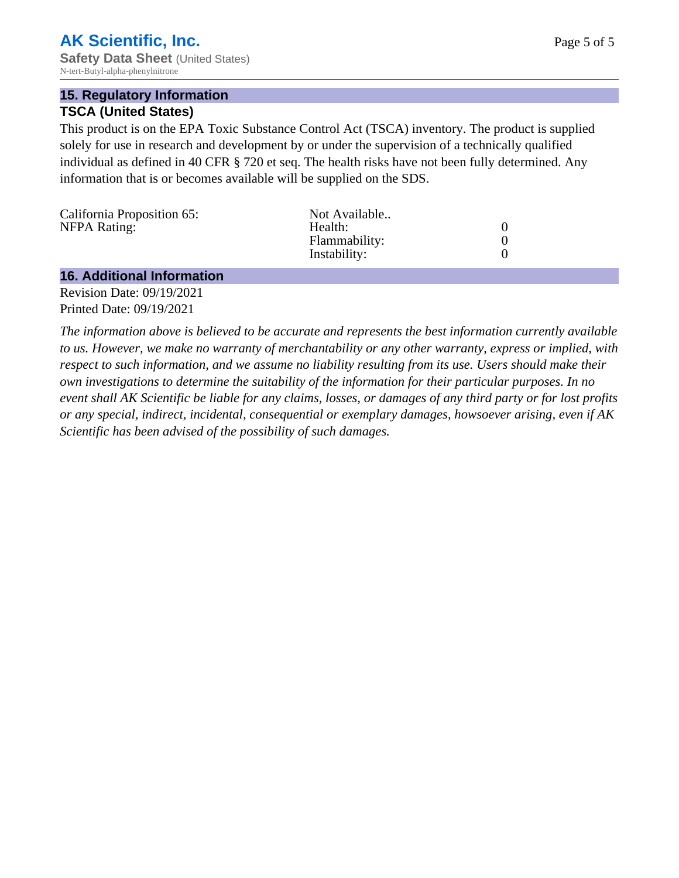## 15. Regulatory Information

### TSCA (United States)

This product is on the EPA Toxic Substance Control Act (TSCA) inventory. The product is supplied solely for use in research and development by or under the supervision of a technically qualified individual as defined in 40 CFR § 720 et seq. The health risks have not been fully determined. Any information that is or becomes available will be supplied on the SDS.

| | | |
|---|---|---|
| California Proposition 65: | Not Available.. | |
| NFPA Rating: | Health: | 0 |
| | Flammability: | 0 |
| | Instability: | 0 |

## 16. Additional Information

Revision Date: 09/19/2021
Printed Date: 09/19/2021

*The information above is believed to be accurate and represents the best information currently available to us. However, we make no warranty of merchantability or any other warranty, express or implied, with respect to such information, and we assume no liability resulting from its use. Users should make their own investigations to determine the suitability of the information for their particular purposes. In no event shall AK Scientific be liable for any claims, losses, or damages of any third party or for lost profits or any special, indirect, incidental, consequential or exemplary damages, howsoever arising, even if AK Scientific has been advised of the possibility of such damages.*